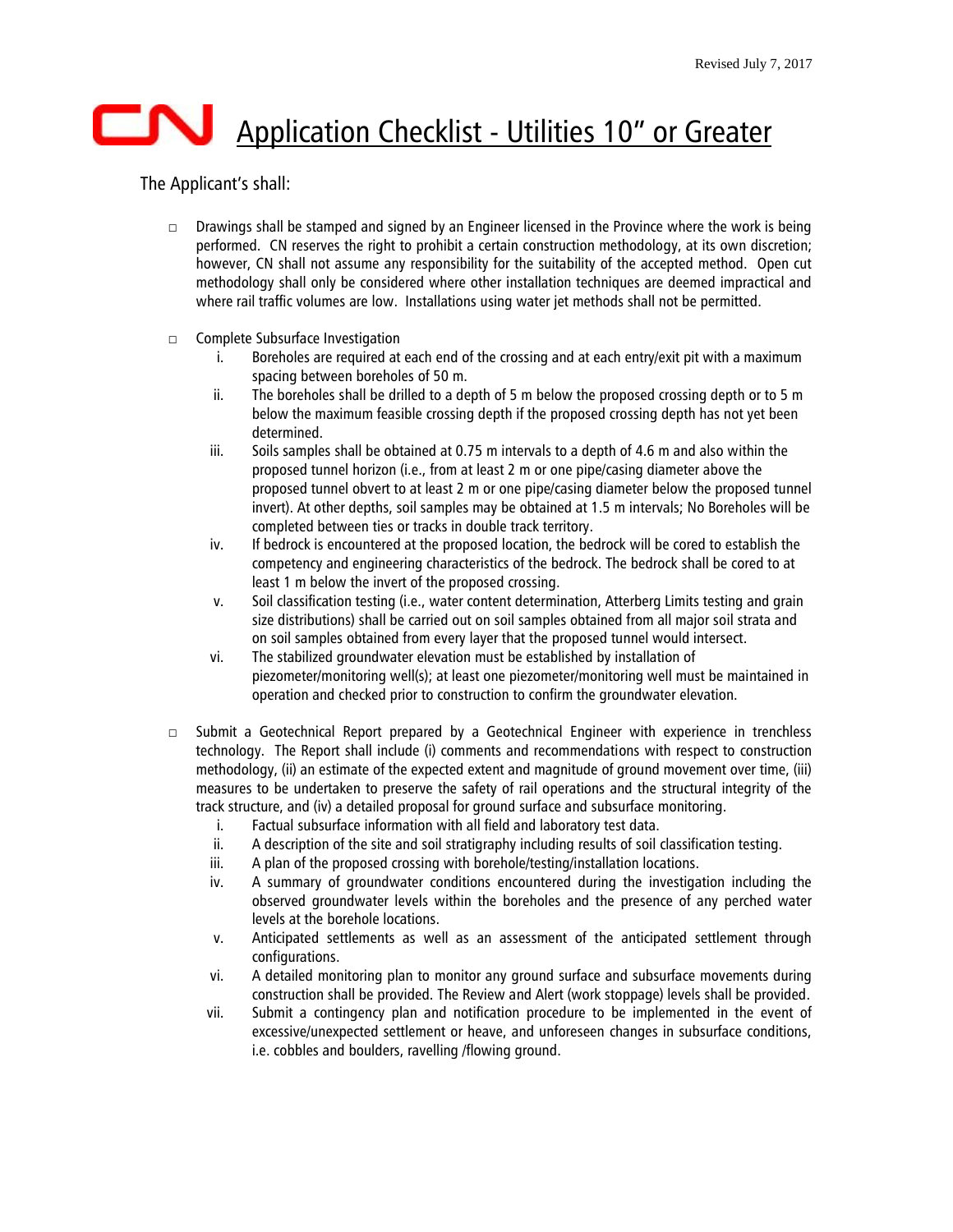Revised July 7, 2017

# CN Application Checklist - Utilities 10" or Greater

The Applicant's shall:

- ☐ Drawings shall be stamped and signed by an Engineer licensed in the Province where the work is being performed. CN reserves the right to prohibit a certain construction methodology, at its own discretion; however, CN shall not assume any responsibility for the suitability of the accepted method. Open cut methodology shall only be considered where other installation techniques are deemed impractical and where rail traffic volumes are low. Installations using water jet methods shall not be permitted.

- ☐ Complete Subsurface Investigation
  - i. Boreholes are required at each end of the crossing and at each entry/exit pit with a maximum spacing between boreholes of 50 m.
  - ii. The boreholes shall be drilled to a depth of 5 m below the proposed crossing depth or to 5 m below the maximum feasible crossing depth if the proposed crossing depth has not yet been determined.
  - iii. Soils samples shall be obtained at 0.75 m intervals to a depth of 4.6 m and also within the proposed tunnel horizon (i.e., from at least 2 m or one pipe/casing diameter above the proposed tunnel obvert to at least 2 m or one pipe/casing diameter below the proposed tunnel invert). At other depths, soil samples may be obtained at 1.5 m intervals; No Boreholes will be completed between ties or tracks in double track territory.
  - iv. If bedrock is encountered at the proposed location, the bedrock will be cored to establish the competency and engineering characteristics of the bedrock. The bedrock shall be cored to at least 1 m below the invert of the proposed crossing.
  - v. Soil classification testing (i.e., water content determination, Atterberg Limits testing and grain size distributions) shall be carried out on soil samples obtained from all major soil strata and on soil samples obtained from every layer that the proposed tunnel would intersect.
  - vi. The stabilized groundwater elevation must be established by installation of piezometer/monitoring well(s); at least one piezometer/monitoring well must be maintained in operation and checked prior to construction to confirm the groundwater elevation.

- ☐ Submit a Geotechnical Report prepared by a Geotechnical Engineer with experience in trenchless technology. The Report shall include (i) comments and recommendations with respect to construction methodology, (ii) an estimate of the expected extent and magnitude of ground movement over time, (iii) measures to be undertaken to preserve the safety of rail operations and the structural integrity of the track structure, and (iv) a detailed proposal for ground surface and subsurface monitoring.
  - i. Factual subsurface information with all field and laboratory test data.
  - ii. A description of the site and soil stratigraphy including results of soil classification testing.
  - iii. A plan of the proposed crossing with borehole/testing/installation locations.
  - iv. A summary of groundwater conditions encountered during the investigation including the observed groundwater levels within the boreholes and the presence of any perched water levels at the borehole locations.
  - v. Anticipated settlements as well as an assessment of the anticipated settlement through configurations.
  - vi. A detailed monitoring plan to monitor any ground surface and subsurface movements during construction shall be provided. The Review and Alert (work stoppage) levels shall be provided.
  - vii. Submit a contingency plan and notification procedure to be implemented in the event of excessive/unexpected settlement or heave, and unforeseen changes in subsurface conditions, i.e. cobbles and boulders, ravelling /flowing ground.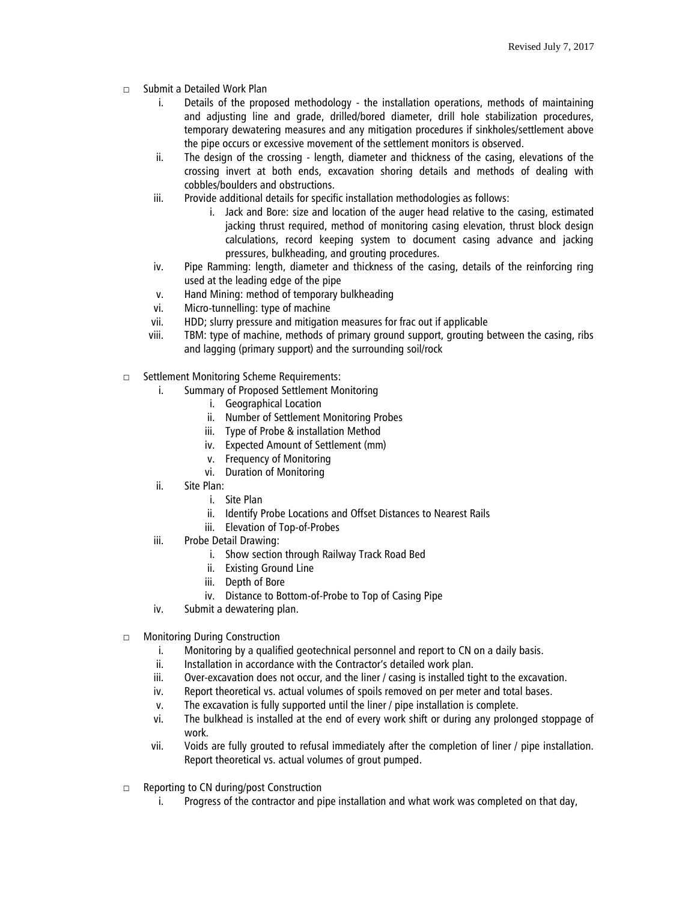- ☐ Submit a Detailed Work Plan
    1. Details of the proposed methodology - the installation operations, methods of maintaining and adjusting line and grade, drilled/bored diameter, drill hole stabilization procedures, temporary dewatering measures and any mitigation procedures if sinkholes/settlement above the pipe occurs or excessive movement of the settlement monitors is observed.
    2. The design of the crossing - length, diameter and thickness of the casing, elevations of the crossing invert at both ends, excavation shoring details and methods of dealing with cobbles/boulders and obstructions.
    3. Provide additional details for specific installation methodologies as follows:
        1. Jack and Bore: size and location of the auger head relative to the casing, estimated jacking thrust required, method of monitoring casing elevation, thrust block design calculations, record keeping system to document casing advance and jacking pressures, bulkheading, and grouting procedures.
    4. Pipe Ramming: length, diameter and thickness of the casing, details of the reinforcing ring used at the leading edge of the pipe
    5. Hand Mining: method of temporary bulkheading
    6. Micro-tunnelling: type of machine
    7. HDD; slurry pressure and mitigation measures for frac out if applicable
    8. TBM: type of machine, methods of primary ground support, grouting between the casing, ribs and lagging (primary support) and the surrounding soil/rock

- ☐ Settlement Monitoring Scheme Requirements:
    1. Summary of Proposed Settlement Monitoring
        1. Geographical Location
        2. Number of Settlement Monitoring Probes
        3. Type of Probe & installation Method
        4. Expected Amount of Settlement (mm)
        5. Frequency of Monitoring
        6. Duration of Monitoring
    2. Site Plan:
        1. Site Plan
        2. Identify Probe Locations and Offset Distances to Nearest Rails
        3. Elevation of Top-of-Probes
    3. Probe Detail Drawing:
        1. Show section through Railway Track Road Bed
        2. Existing Ground Line
        3. Depth of Bore
        4. Distance to Bottom-of-Probe to Top of Casing Pipe
    4. Submit a dewatering plan.

- ☐ Monitoring During Construction
    1. Monitoring by a qualified geotechnical personnel and report to CN on a daily basis.
    2. Installation in accordance with the Contractor's detailed work plan.
    3. Over-excavation does not occur, and the liner / casing is installed tight to the excavation.
    4. Report theoretical vs. actual volumes of spoils removed on per meter and total bases.
    5. The excavation is fully supported until the liner / pipe installation is complete.
    6. The bulkhead is installed at the end of every work shift or during any prolonged stoppage of work.
    7. Voids are fully grouted to refusal immediately after the completion of liner / pipe installation. Report theoretical vs. actual volumes of grout pumped.

- ☐ Reporting to CN during/post Construction
    1. Progress of the contractor and pipe installation and what work was completed on that day,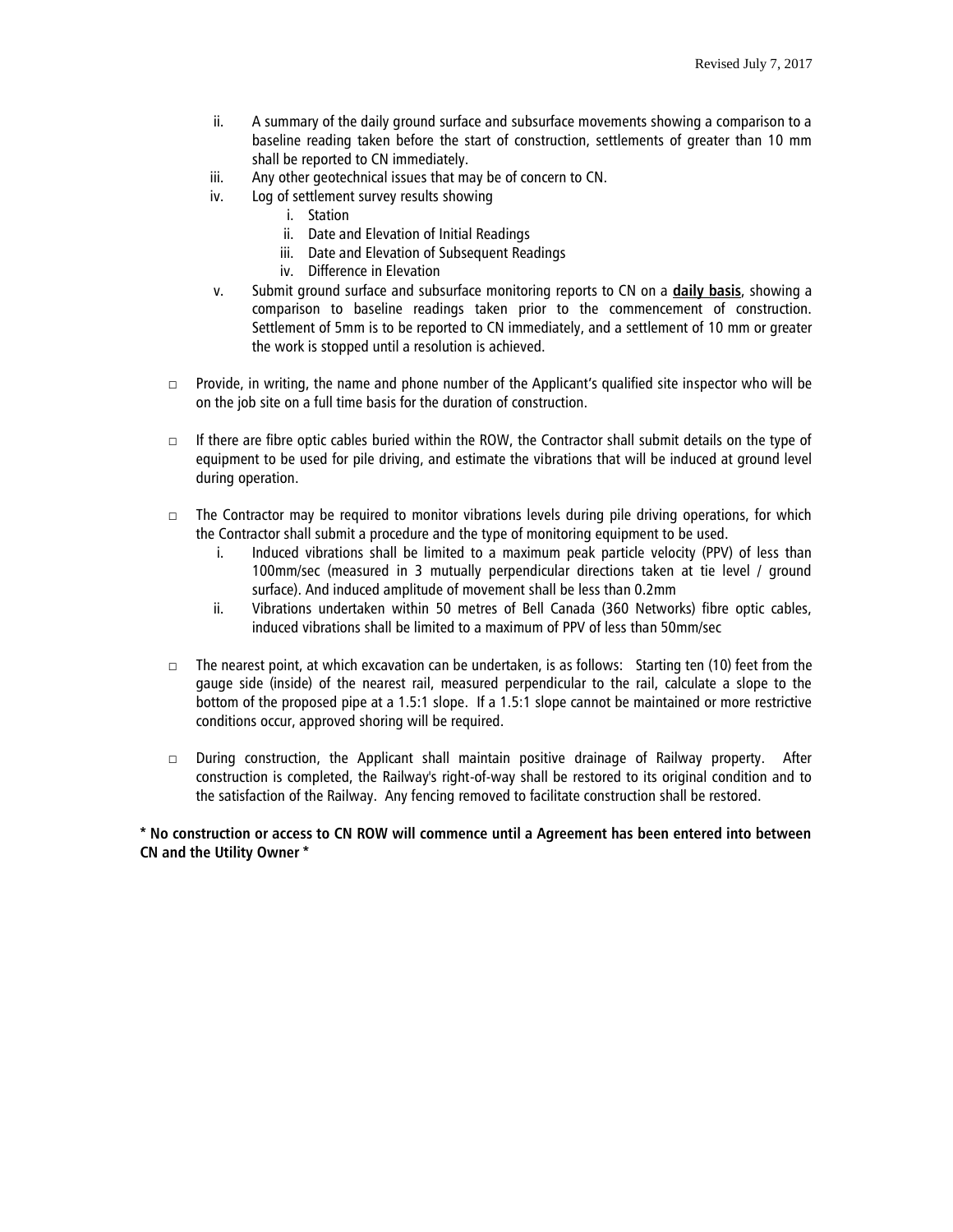ii. A summary of the daily ground surface and subsurface movements showing a comparison to a baseline reading taken before the start of construction, settlements of greater than 10 mm shall be reported to CN immediately.

iii. Any other geotechnical issues that may be of concern to CN.

iv. Log of settlement survey results showing
   - i. Station
   - ii. Date and Elevation of Initial Readings
   - iii. Date and Elevation of Subsequent Readings
   - iv. Difference in Elevation

v. Submit ground surface and subsurface monitoring reports to CN on a **daily basis**, showing a comparison to baseline readings taken prior to the commencement of construction. Settlement of 5mm is to be reported to CN immediately, and a settlement of 10 mm or greater the work is stopped until a resolution is achieved.

- □ Provide, in writing, the name and phone number of the Applicant's qualified site inspector who will be on the job site on a full time basis for the duration of construction.

- □ If there are fibre optic cables buried within the ROW, the Contractor shall submit details on the type of equipment to be used for pile driving, and estimate the vibrations that will be induced at ground level during operation.

- □ The Contractor may be required to monitor vibrations levels during pile driving operations, for which the Contractor shall submit a procedure and the type of monitoring equipment to be used.
  - i. Induced vibrations shall be limited to a maximum peak particle velocity (PPV) of less than 100mm/sec (measured in 3 mutually perpendicular directions taken at tie level / ground surface). And induced amplitude of movement shall be less than 0.2mm
  - ii. Vibrations undertaken within 50 metres of Bell Canada (360 Networks) fibre optic cables, induced vibrations shall be limited to a maximum of PPV of less than 50mm/sec

- □ The nearest point, at which excavation can be undertaken, is as follows: Starting ten (10) feet from the gauge side (inside) of the nearest rail, measured perpendicular to the rail, calculate a slope to the bottom of the proposed pipe at a 1.5:1 slope. If a 1.5:1 slope cannot be maintained or more restrictive conditions occur, approved shoring will be required.

- □ During construction, the Applicant shall maintain positive drainage of Railway property. After construction is completed, the Railway's right-of-way shall be restored to its original condition and to the satisfaction of the Railway. Any fencing removed to facilitate construction shall be restored.

**\* No construction or access to CN ROW will commence until a Agreement has been entered into between CN and the Utility Owner \***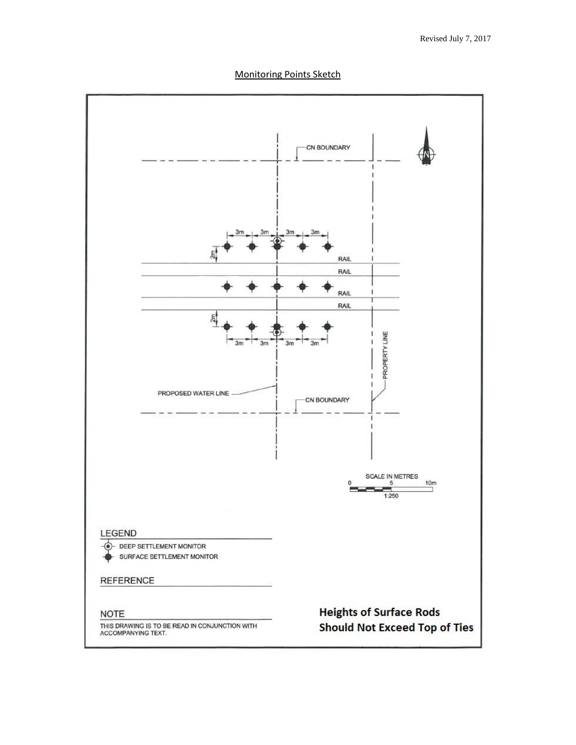Revised July 7, 2017

Monitoring Points Sketch

CN BOUNDARY

3m 3m 3m 3m

2m

RAIL

RAIL

RAIL

RAIL

2m

3m 3m 3m 3m

PROPERTY LINE

PROPOSED WATER LINE

CN BOUNDARY

SCALE IN METRES
0 5 10m
1:250

LEGEND

DEEP SETTLEMENT MONITOR

SURFACE SETTLEMENT MONITOR

REFERENCE

NOTE

THIS DRAWING IS TO BE READ IN CONJUNCTION WITH ACCOMPANYING TEXT.

**Heights of Surface Rods Should Not Exceed Top of Ties**